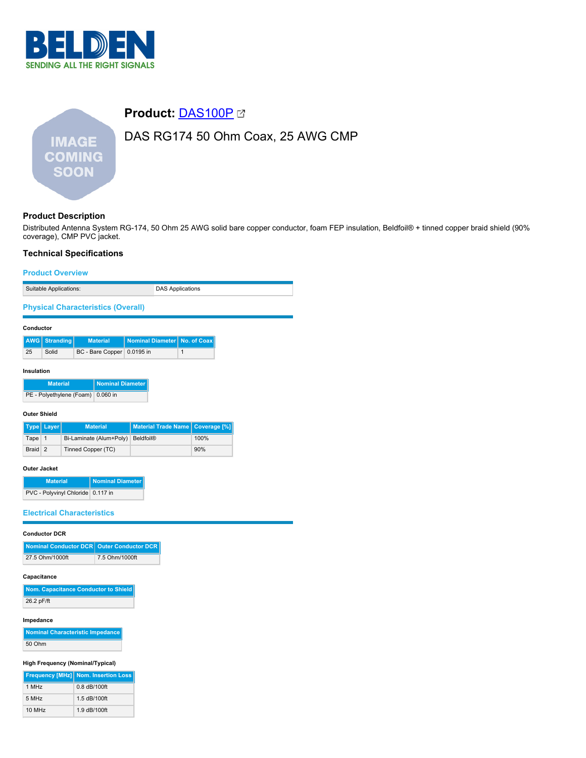# Product: DAS100P

## DAS RG174 50 Ohm Coax, 25 AWG CMP

### Product Description

Distributed Antenna System RG-174, 50 Ohm 25 AWG solid bare copper conductor, foam FEP insulation, Beldfoil® + tinned copper braid shield (90% coverage), CMP PVC jacket.

### Technical Specifications

#### Product Overview

| Suitable Applications: | DAS Applications |
|---|---|

#### Physical Characteristics (Overall)

**Conductor**

| AWG | Stranding | Material | Nominal Diameter | No. of Coax |
|---|---|---|---|---|
| 25 | Solid | BC - Bare Copper | 0.0195 in | 1 |

**Insulation**

| Material | Nominal Diameter |
|---|---|
| PE - Polyethylene (Foam) | 0.060 in |

**Outer Shield**

| Type | Layer | Material | Material Trade Name | Coverage [%] |
|---|---|---|---|---|
| Tape | 1 | Bi-Laminate (Alum+Poly) | Beldfoil® | 100% |
| Braid | 2 | Tinned Copper (TC) | | 90% |

**Outer Jacket**

| Material | Nominal Diameter |
|---|---|
| PVC - Polyvinyl Chloride | 0.117 in |

#### Electrical Characteristics

**Conductor DCR**

| Nominal Conductor DCR | Outer Conductor DCR |
|---|---|
| 27.5 Ohm/1000ft | 7.5 Ohm/1000ft |

**Capacitance**

| Nom. Capacitance Conductor to Shield |
|---|
| 26.2 pF/ft |

**Impedance**

| Nominal Characteristic Impedance |
|---|
| 50 Ohm |

**High Frequency (Nominal/Typical)**

| Frequency [MHz] | Nom. Insertion Loss |
|---|---|
| 1 MHz | 0.8 dB/100ft |
| 5 MHz | 1.5 dB/100ft |
| 10 MHz | 1.9 dB/100ft |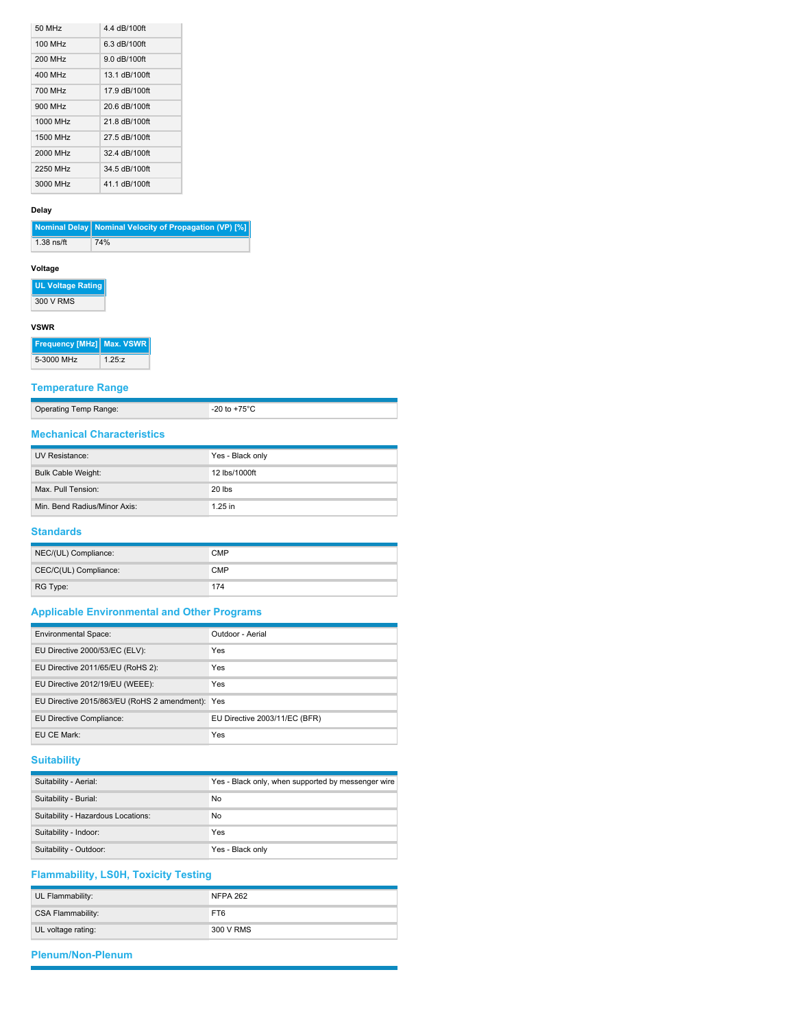| 50 MHz | 4.4 dB/100ft |
|---|---|
| 100 MHz | 6.3 dB/100ft |
| 200 MHz | 9.0 dB/100ft |
| 400 MHz | 13.1 dB/100ft |
| 700 MHz | 17.9 dB/100ft |
| 900 MHz | 20.6 dB/100ft |
| 1000 MHz | 21.8 dB/100ft |
| 1500 MHz | 27.5 dB/100ft |
| 2000 MHz | 32.4 dB/100ft |
| 2250 MHz | 34.5 dB/100ft |
| 3000 MHz | 41.1 dB/100ft |

**Delay**

| Nominal Delay | Nominal Velocity of Propagation (VP) [%] |
|---|---|
| 1.38 ns/ft | 74% |

**Voltage**

| UL Voltage Rating |
|---|
| 300 V RMS |

**VSWR**

| Frequency [MHz] | Max. VSWR |
|---|---|
| 5-3000 MHz | 1.25:z |

## Temperature Range

| | |
|---|---|
| Operating Temp Range: | -20 to +75°C |

## Mechanical Characteristics

| | |
|---|---|
| UV Resistance: | Yes - Black only |
| Bulk Cable Weight: | 12 lbs/1000ft |
| Max. Pull Tension: | 20 lbs |
| Min. Bend Radius/Minor Axis: | 1.25 in |

## Standards

| | |
|---|---|
| NEC/(UL) Compliance: | CMP |
| CEC/C(UL) Compliance: | CMP |
| RG Type: | 174 |

## Applicable Environmental and Other Programs

| | |
|---|---|
| Environmental Space: | Outdoor - Aerial |
| EU Directive 2000/53/EC (ELV): | Yes |
| EU Directive 2011/65/EU (RoHS 2): | Yes |
| EU Directive 2012/19/EU (WEEE): | Yes |
| EU Directive 2015/863/EU (RoHS 2 amendment): | Yes |
| EU Directive Compliance: | EU Directive 2003/11/EC (BFR) |
| EU CE Mark: | Yes |

## Suitability

| | |
|---|---|
| Suitability - Aerial: | Yes - Black only, when supported by messenger wire |
| Suitability - Burial: | No |
| Suitability - Hazardous Locations: | No |
| Suitability - Indoor: | Yes |
| Suitability - Outdoor: | Yes - Black only |

## Flammability, LS0H, Toxicity Testing

| | |
|---|---|
| UL Flammability: | NFPA 262 |
| CSA Flammability: | FT6 |
| UL voltage rating: | 300 V RMS |

## Plenum/Non-Plenum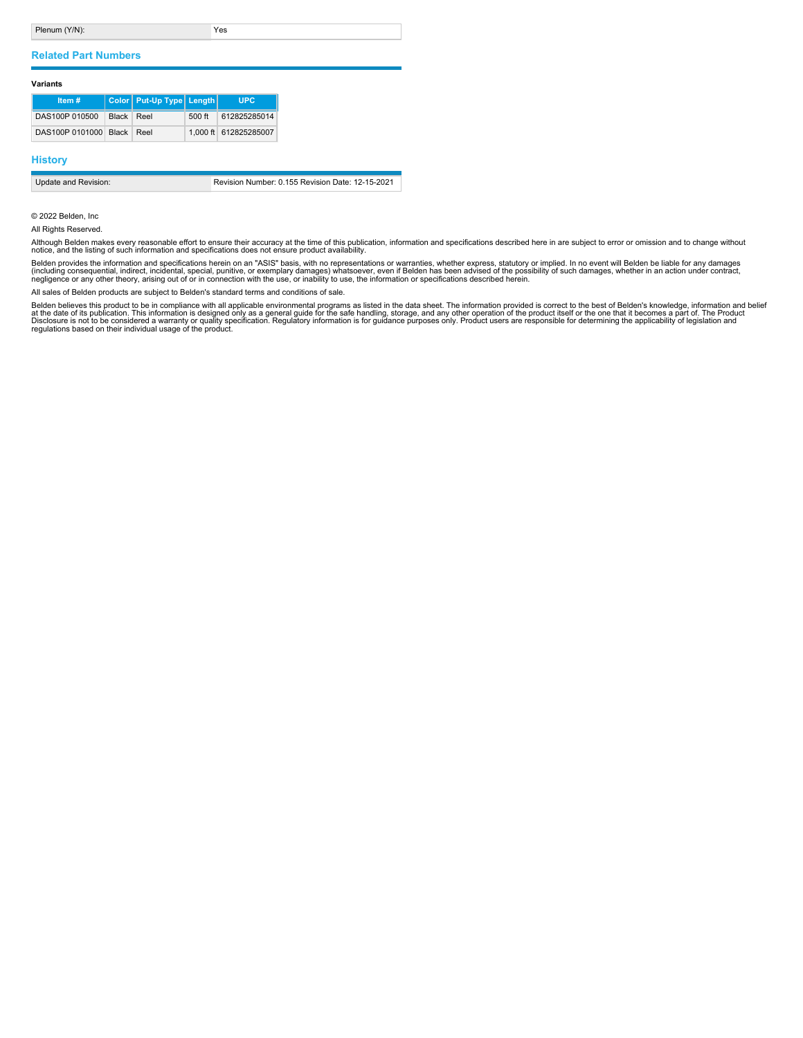| | |
|---|---|
| Plenum (Y/N): | Yes |

## Related Part Numbers

**Variants**

| Item # | Color | Put-Up Type | Length | UPC |
|---|---|---|---|---|
| DAS100P 010500 | Black | Reel | 500 ft | 612825285014 |
| DAS100P 0101000 | Black | Reel | 1,000 ft | 612825285007 |

## History

| | |
|---|---|
| Update and Revision: | Revision Number: 0.155 Revision Date: 12-15-2021 |

© 2022 Belden, Inc

All Rights Reserved.

Although Belden makes every reasonable effort to ensure their accuracy at the time of this publication, information and specifications described here in are subject to error or omission and to change without notice, and the listing of such information and specifications does not ensure product availability.

Belden provides the information and specifications herein on an "ASIS" basis, with no representations or warranties, whether express, statutory or implied. In no event will Belden be liable for any damages (including consequential, indirect, incidental, special, punitive, or exemplary damages) whatsoever, even if Belden has been advised of the possibility of such damages, whether in an action under contract, negligence or any other theory, arising out of or in connection with the use, or inability to use, the information or specifications described herein.

All sales of Belden products are subject to Belden's standard terms and conditions of sale.

Belden believes this product to be in compliance with all applicable environmental programs as listed in the data sheet. The information provided is correct to the best of Belden's knowledge, information and belief at the date of its publication. This information is designed only as a general guide for the safe handling, storage, and any other operation of the product itself or the one that it becomes a part of. The Product Disclosure is not to be considered a warranty or quality specification. Regulatory information is for guidance purposes only. Product users are responsible for determining the applicability of legislation and regulations based on their individual usage of the product.